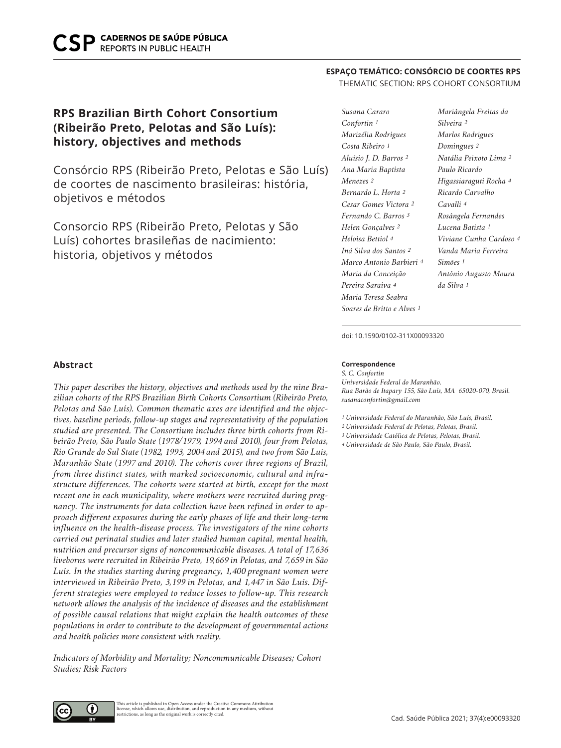ESPAÇO TEMÁTICO: CONSÓRCIO DE COORTES RPS

THEMATIC SECTION: RPS COHORT CONSORTIUM

# RPS Brazilian Birth Cohort Consortium (Ribeirão Preto, Pelotas and São Luís): history, objectives and methods

Consórcio RPS (Ribeirão Preto, Pelotas e São Luís) de coortes de nascimento brasileiras: história, objetivos e métodos

Consorcio RPS (Ribeirão Preto, Pelotas y São Luís) cohortes brasileñas de nacimiento: historia, objetivos y métodos

*Susana Cararo Confortin [1]*
*Marizélia Rodrigues Costa Ribeiro [1]*
*Aluísio J. D. Barros [2]*
*Ana Maria Baptista Menezes [2]*
*Bernardo L. Horta [2]*
*Cesar Gomes Victora [2]*
*Fernando C. Barros [3]*
*Helen Gonçalves [2]*
*Heloisa Bettiol [4]*
*Iná Silva dos Santos [2]*
*Marco Antonio Barbieri [4]*
*Maria da Conceição Pereira Saraiva [4]*
*Maria Teresa Seabra Soares de Britto e Alves [1]*
*Mariângela Freitas da Silveira [2]*
*Marlos Rodrigues Domingues [2]*
*Natália Peixoto Lima [2]*
*Paulo Ricardo Higassiaraguti Rocha [4]*
*Ricardo Carvalho Cavalli [4]*
*Rosângela Fernandes Lucena Batista [1]*
*Viviane Cunha Cardoso [4]*
*Vanda Maria Ferreira Simões [1]*
*Antônio Augusto Moura da Silva [1]*

doi: 10.1590/0102-311X00093320

## Abstract

*This paper describes the history, objectives and methods used by the nine Brazilian cohorts of the RPS Brazilian Birth Cohorts Consortium (Ribeirão Preto, Pelotas and São Luís). Common thematic axes are identified and the objectives, baseline periods, follow-up stages and representativity of the population studied are presented. The Consortium includes three birth cohorts from Ribeirão Preto, São Paulo State (1978/1979, 1994 and 2010), four from Pelotas, Rio Grande do Sul State (1982, 1993, 2004 and 2015), and two from São Luís, Maranhão State (1997 and 2010). The cohorts cover three regions of Brazil, from three distinct states, with marked socioeconomic, cultural and infrastructure differences. The cohorts were started at birth, except for the most recent one in each municipality, where mothers were recruited during pregnancy. The instruments for data collection have been refined in order to approach different exposures during the early phases of life and their long-term influence on the health-disease process. The investigators of the nine cohorts carried out perinatal studies and later studied human capital, mental health, nutrition and precursor signs of noncommunicable diseases. A total of 17,636 liveborns were recruited in Ribeirão Preto, 19,669 in Pelotas, and 7,659 in São Luís. In the studies starting during pregnancy, 1,400 pregnant women were interviewed in Ribeirão Preto, 3,199 in Pelotas, and 1,447 in São Luís. Different strategies were employed to reduce losses to follow-up. This research network allows the analysis of the incidence of diseases and the establishment of possible causal relations that might explain the health outcomes of these populations in order to contribute to the development of governmental actions and health policies more consistent with reality.*

*Indicators of Morbidity and Mortality; Noncommunicable Diseases; Cohort Studies; Risk Factors*

**Correspondence**

*S. C. Confortin*
*Universidade Federal do Maranhão.*
*Rua Barão de Itapary 155, São Luís, MA 65020-070, Brasil.*
*susanaconfortin@gmail.com*

[1] *Universidade Federal do Maranhão, São Luís, Brasil.*
[2] *Universidade Federal de Pelotas, Pelotas, Brasil.*
[3] *Universidade Católica de Pelotas, Pelotas, Brasil.*
[4] *Universidade de São Paulo, São Paulo, Brasil.*

This article is published in Open Access under the Creative Commons Attribution license, which allows use, distribution, and reproduction in any medium, without restrictions, as long as the original work is correctly cited.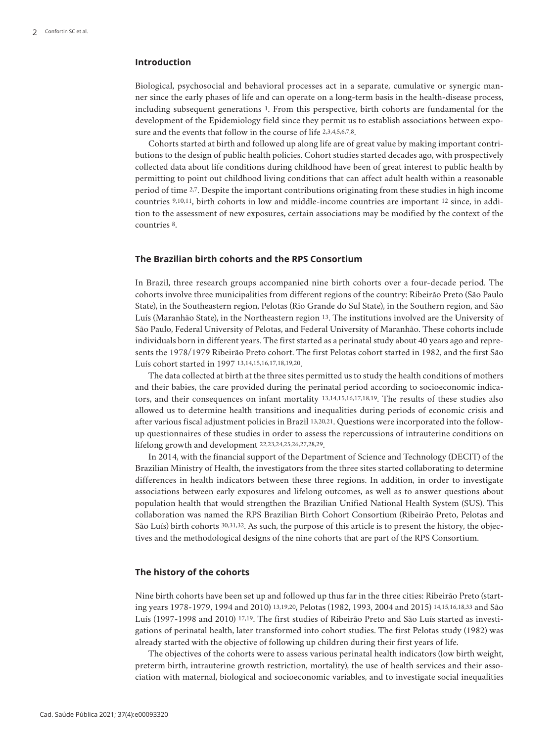## Introduction

Biological, psychosocial and behavioral processes act in a separate, cumulative or synergic manner since the early phases of life and can operate on a long-term basis in the health-disease process, including subsequent generations [1]. From this perspective, birth cohorts are fundamental for the development of the Epidemiology field since they permit us to establish associations between exposure and the events that follow in the course of life [2,3,4,5,6,7,8].

Cohorts started at birth and followed up along life are of great value by making important contributions to the design of public health policies. Cohort studies started decades ago, with prospectively collected data about life conditions during childhood have been of great interest to public health by permitting to point out childhood living conditions that can affect adult health within a reasonable period of time [2,7]. Despite the important contributions originating from these studies in high income countries [9,10,11], birth cohorts in low and middle-income countries are important [12] since, in addition to the assessment of new exposures, certain associations may be modified by the context of the countries [8].

## The Brazilian birth cohorts and the RPS Consortium

In Brazil, three research groups accompanied nine birth cohorts over a four-decade period. The cohorts involve three municipalities from different regions of the country: Ribeirão Preto (São Paulo State), in the Southeastern region, Pelotas (Rio Grande do Sul State), in the Southern region, and São Luís (Maranhão State), in the Northeastern region [13]. The institutions involved are the University of São Paulo, Federal University of Pelotas, and Federal University of Maranhão. These cohorts include individuals born in different years. The first started as a perinatal study about 40 years ago and represents the 1978/1979 Ribeirão Preto cohort. The first Pelotas cohort started in 1982, and the first São Luís cohort started in 1997 [13,14,15,16,17,18,19,20].

The data collected at birth at the three sites permitted us to study the health conditions of mothers and their babies, the care provided during the perinatal period according to socioeconomic indicators, and their consequences on infant mortality [13,14,15,16,17,18,19]. The results of these studies also allowed us to determine health transitions and inequalities during periods of economic crisis and after various fiscal adjustment policies in Brazil [13,20,21]. Questions were incorporated into the follow-up questionnaires of these studies in order to assess the repercussions of intrauterine conditions on lifelong growth and development [22,23,24,25,26,27,28,29].

In 2014, with the financial support of the Department of Science and Technology (DECIT) of the Brazilian Ministry of Health, the investigators from the three sites started collaborating to determine differences in health indicators between these three regions. In addition, in order to investigate associations between early exposures and lifelong outcomes, as well as to answer questions about population health that would strengthen the Brazilian Unified National Health System (SUS). This collaboration was named the RPS Brazilian Birth Cohort Consortium (Ribeirão Preto, Pelotas and São Luís) birth cohorts [30,31,32]. As such, the purpose of this article is to present the history, the objectives and the methodological designs of the nine cohorts that are part of the RPS Consortium.

## The history of the cohorts

Nine birth cohorts have been set up and followed up thus far in the three cities: Ribeirão Preto (starting years 1978-1979, 1994 and 2010) [13,19,20], Pelotas (1982, 1993, 2004 and 2015) [14,15,16,18,33] and São Luís (1997-1998 and 2010) [17,19]. The first studies of Ribeirão Preto and São Luís started as investigations of perinatal health, later transformed into cohort studies. The first Pelotas study (1982) was already started with the objective of following up children during their first years of life.

The objectives of the cohorts were to assess various perinatal health indicators (low birth weight, preterm birth, intrauterine growth restriction, mortality), the use of health services and their association with maternal, biological and socioeconomic variables, and to investigate social inequalities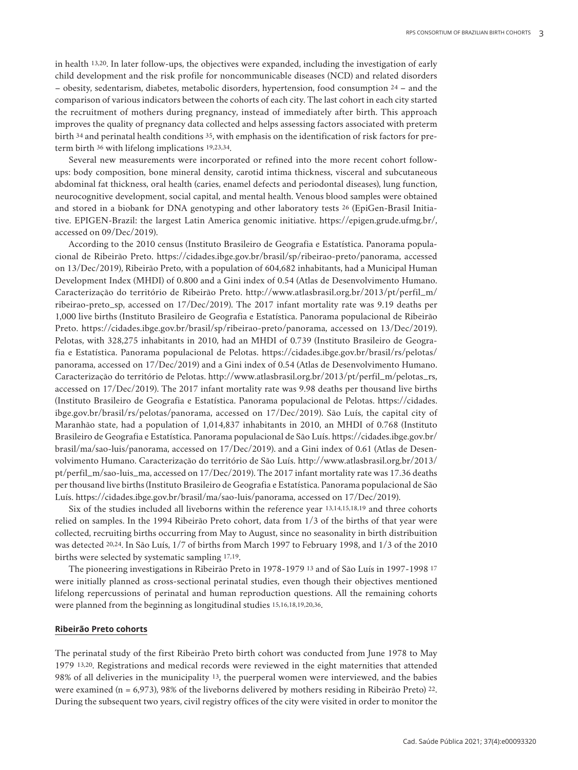in health [13,20]. In later follow-ups, the objectives were expanded, including the investigation of early child development and the risk profile for noncommunicable diseases (NCD) and related disorders – obesity, sedentarism, diabetes, metabolic disorders, hypertension, food consumption [24] – and the comparison of various indicators between the cohorts of each city. The last cohort in each city started the recruitment of mothers during pregnancy, instead of immediately after birth. This approach improves the quality of pregnancy data collected and helps assessing factors associated with preterm birth [34] and perinatal health conditions [35], with emphasis on the identification of risk factors for preterm birth [36] with lifelong implications [19,23,34].

Several new measurements were incorporated or refined into the more recent cohort follow-ups: body composition, bone mineral density, carotid intima thickness, visceral and subcutaneous abdominal fat thickness, oral health (caries, enamel defects and periodontal diseases), lung function, neurocognitive development, social capital, and mental health. Venous blood samples were obtained and stored in a biobank for DNA genotyping and other laboratory tests [26] (EpiGen-Brasil Initiative. EPIGEN-Brazil: the largest Latin America genomic initiative. https://epigen.grude.ufmg.br/, accessed on 09/Dec/2019).

According to the 2010 census (Instituto Brasileiro de Geografia e Estatística. Panorama populacional de Ribeirão Preto. https://cidades.ibge.gov.br/brasil/sp/ribeirao-preto/panorama, accessed on 13/Dec/2019), Ribeirão Preto, with a population of 604,682 inhabitants, had a Municipal Human Development Index (MHDI) of 0.800 and a Gini index of 0.54 (Atlas de Desenvolvimento Humano. Caracterização do território de Ribeirão Preto. http://www.atlasbrasil.org.br/2013/pt/perfil_m/ribeirao-preto_sp, accessed on 17/Dec/2019). The 2017 infant mortality rate was 9.19 deaths per 1,000 live births (Instituto Brasileiro de Geografia e Estatística. Panorama populacional de Ribeirão Preto. https://cidades.ibge.gov.br/brasil/sp/ribeirao-preto/panorama, accessed on 13/Dec/2019). Pelotas, with 328,275 inhabitants in 2010, had an MHDI of 0.739 (Instituto Brasileiro de Geografia e Estatística. Panorama populacional de Pelotas. https://cidades.ibge.gov.br/brasil/rs/pelotas/panorama, accessed on 17/Dec/2019) and a Gini index of 0.54 (Atlas de Desenvolvimento Humano. Caracterização do território de Pelotas. http://www.atlasbrasil.org.br/2013/pt/perfil_m/pelotas_rs, accessed on 17/Dec/2019). The 2017 infant mortality rate was 9.98 deaths per thousand live births (Instituto Brasileiro de Geografia e Estatística. Panorama populacional de Pelotas. https://cidades.ibge.gov.br/brasil/rs/pelotas/panorama, accessed on 17/Dec/2019). São Luís, the capital city of Maranhão state, had a population of 1,014,837 inhabitants in 2010, an MHDI of 0.768 (Instituto Brasileiro de Geografia e Estatística. Panorama populacional de São Luís. https://cidades.ibge.gov.br/brasil/ma/sao-luis/panorama, accessed on 17/Dec/2019). and a Gini index of 0.61 (Atlas de Desenvolvimento Humano. Caracterização do território de São Luís. http://www.atlasbrasil.org.br/2013/pt/perfil_m/sao-luis_ma, accessed on 17/Dec/2019). The 2017 infant mortality rate was 17.36 deaths per thousand live births (Instituto Brasileiro de Geografia e Estatística. Panorama populacional de São Luís. https://cidades.ibge.gov.br/brasil/ma/sao-luis/panorama, accessed on 17/Dec/2019).

Six of the studies included all liveborns within the reference year [13,14,15,18,19] and three cohorts relied on samples. In the 1994 Ribeirão Preto cohort, data from 1/3 of the births of that year were collected, recruiting births occurring from May to August, since no seasonality in birth distribuition was detected [20,24]. In São Luís, 1/7 of births from March 1997 to February 1998, and 1/3 of the 2010 births were selected by systematic sampling [17,19].

The pioneering investigations in Ribeirão Preto in 1978-1979 [13] and of São Luís in 1997-1998 [17] were initially planned as cross-sectional perinatal studies, even though their objectives mentioned lifelong repercussions of perinatal and human reproduction questions. All the remaining cohorts were planned from the beginning as longitudinal studies [15,16,18,19,20,36].

## Ribeirão Preto cohorts

The perinatal study of the first Ribeirão Preto birth cohort was conducted from June 1978 to May 1979 [13,20]. Registrations and medical records were reviewed in the eight maternities that attended 98% of all deliveries in the municipality [13], the puerperal women were interviewed, and the babies were examined (n = 6,973), 98% of the liveborns delivered by mothers residing in Ribeirão Preto) [22]. During the subsequent two years, civil registry offices of the city were visited in order to monitor the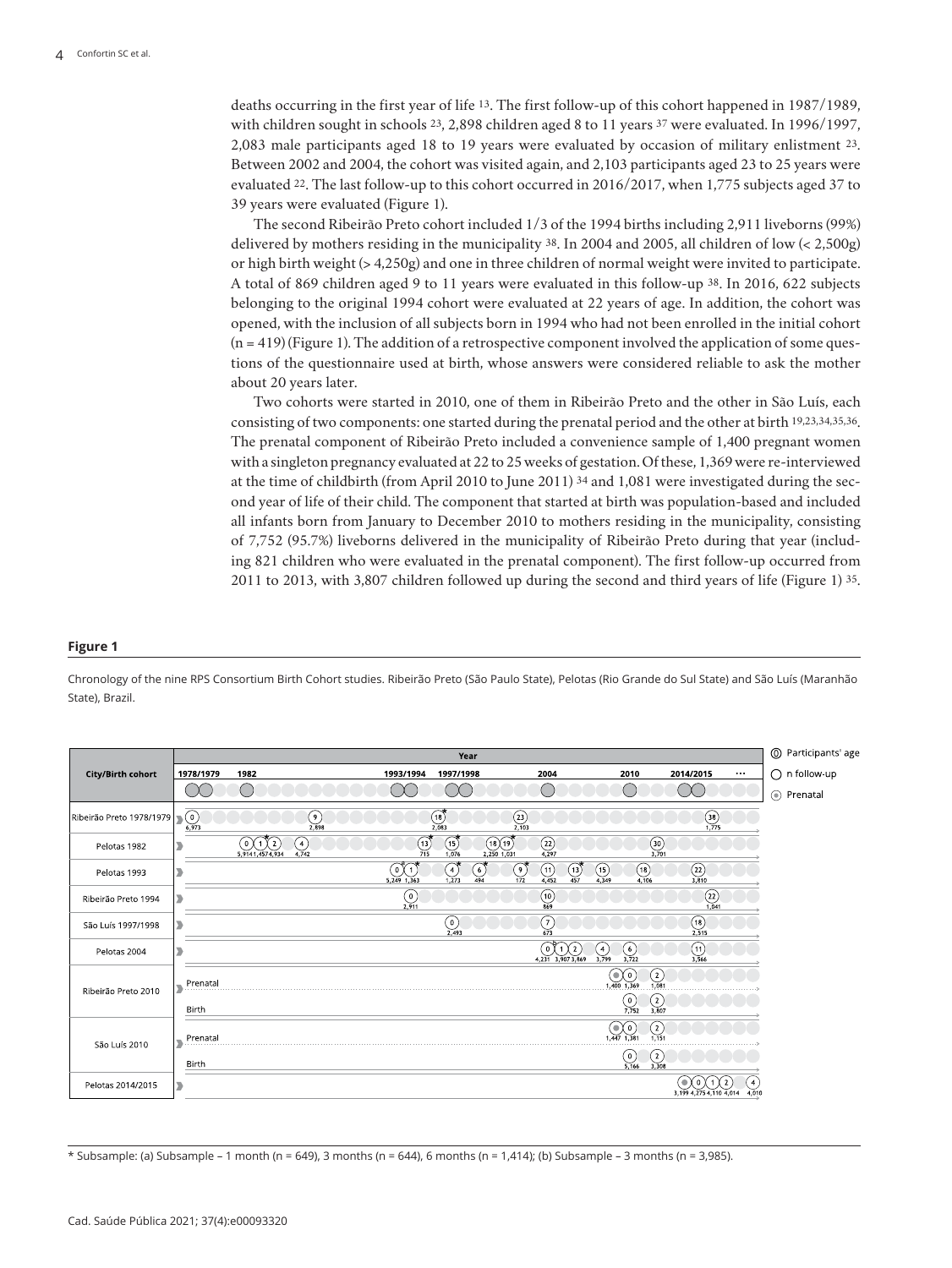deaths occurring in the first year of life [13]. The first follow-up of this cohort happened in 1987/1989, with children sought in schools [23], 2,898 children aged 8 to 11 years [37] were evaluated. In 1996/1997, 2,083 male participants aged 18 to 19 years were evaluated by occasion of military enlistment [23]. Between 2002 and 2004, the cohort was visited again, and 2,103 participants aged 23 to 25 years were evaluated [22]. The last follow-up to this cohort occurred in 2016/2017, when 1,775 subjects aged 37 to 39 years were evaluated (Figure 1).

The second Ribeirão Preto cohort included 1/3 of the 1994 births including 2,911 liveborns (99%) delivered by mothers residing in the municipality [38]. In 2004 and 2005, all children of low (< 2,500g) or high birth weight (> 4,250g) and one in three children of normal weight were invited to participate. A total of 869 children aged 9 to 11 years were evaluated in this follow-up [38]. In 2016, 622 subjects belonging to the original 1994 cohort were evaluated at 22 years of age. In addition, the cohort was opened, with the inclusion of all subjects born in 1994 who had not been enrolled in the initial cohort (n = 419) (Figure 1). The addition of a retrospective component involved the application of some questions of the questionnaire used at birth, whose answers were considered reliable to ask the mother about 20 years later.

Two cohorts were started in 2010, one of them in Ribeirão Preto and the other in São Luís, each consisting of two components: one started during the prenatal period and the other at birth [19,23,34,35,36]. The prenatal component of Ribeirão Preto included a convenience sample of 1,400 pregnant women with a singleton pregnancy evaluated at 22 to 25 weeks of gestation. Of these, 1,369 were re-interviewed at the time of childbirth (from April 2010 to June 2011) [34] and 1,081 were investigated during the second year of life of their child. The component that started at birth was population-based and included all infants born from January to December 2010 to mothers residing in the municipality, consisting of 7,752 (95.7%) liveborns delivered in the municipality of Ribeirão Preto during that year (including 821 children who were evaluated in the prenatal component). The first follow-up occurred from 2011 to 2013, with 3,807 children followed up during the second and third years of life (Figure 1) [35].

**Figure 1**

Chronology of the nine RPS Consortium Birth Cohort studies. Ribeirão Preto (São Paulo State), Pelotas (Rio Grande do Sul State) and São Luís (Maranhão State), Brazil.

| City/Birth cohort | Follow-ups: participants' age (n) |
|---|---|
| Ribeirão Preto 1978/1979 | 0 (6,973); 9 (2,898); 18* (2,083); 23 (2,103); 38 (1,775) |
| Pelotas 1982 | 0 (5,914); 1* (1,457); 2 (4,934); 4 (4,742); 13* (715); 15* (1,076); 18 (2,250); 19* (1,031); 22 (4,297); 30 (3,701) |
| Pelotas 1993 | 0 (5,249); 1* (1,363); 4* (1,273); 6* (494); 9* (172); 11 (4,452); 13* (457); 15 (4,349); 18 (4,106); 22 (3,810) |
| Ribeirão Preto 1994 | 0 (2,911); 10 (869); 22 (1,041) |
| São Luís 1997/1998 | 0 (2,493); 7 (673); 18 (2,515) |
| Pelotas 2004 | 0 (4,231); 1 (3,907); 2 (3,869); 4 (3,799); 6 (3,722); 11 (3,566) |
| Ribeirão Preto 2010 – Prenatal | Prenatal (1,400); 0 (1,369); 2 (1,081) |
| Ribeirão Preto 2010 – Birth | 0 (7,752); 2 (3,807) |
| São Luís 2010 – Prenatal | Prenatal (1,447); 0 (1,381); 2 (1,151) |
| São Luís 2010 – Birth | 0 (5,166); 2 (3,308) |
| Pelotas 2014/2015 | Prenatal (3,199); 0 (4,275); 1 (4,110); 2 (4,014); 4 (4,010) |

Year axis: 1978/1979, 1982, 1993/1994, 1997/1998, 2004, 2010, 2014/2015, ... Legend: Participants' age; n follow-up; Prenatal.

* Subsample: (a) Subsample – 1 month (n = 649), 3 months (n = 644), 6 months (n = 1,414); (b) Subsample – 3 months (n = 3,985).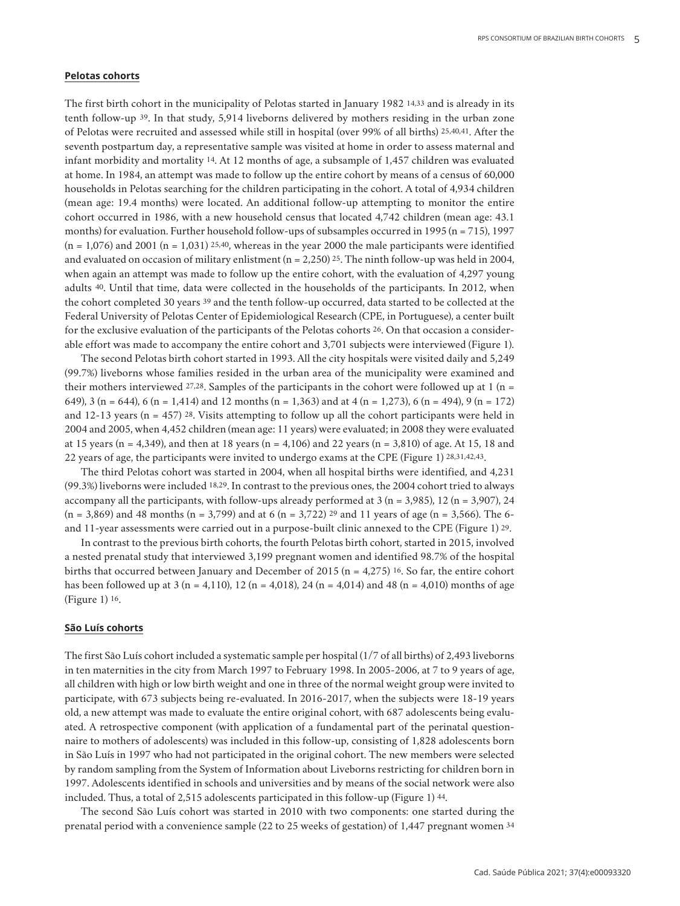## Pelotas cohorts

The first birth cohort in the municipality of Pelotas started in January 1982 [14,33] and is already in its tenth follow-up [39]. In that study, 5,914 liveborns delivered by mothers residing in the urban zone of Pelotas were recruited and assessed while still in hospital (over 99% of all births) [25,40,41]. After the seventh postpartum day, a representative sample was visited at home in order to assess maternal and infant morbidity and mortality [14]. At 12 months of age, a subsample of 1,457 children was evaluated at home. In 1984, an attempt was made to follow up the entire cohort by means of a census of 60,000 households in Pelotas searching for the children participating in the cohort. A total of 4,934 children (mean age: 19.4 months) were located. An additional follow-up attempting to monitor the entire cohort occurred in 1986, with a new household census that located 4,742 children (mean age: 43.1 months) for evaluation. Further household follow-ups of subsamples occurred in 1995 (n = 715), 1997 (n = 1,076) and 2001 (n = 1,031) [25,40], whereas in the year 2000 the male participants were identified and evaluated on occasion of military enlistment (n = 2,250) [25]. The ninth follow-up was held in 2004, when again an attempt was made to follow up the entire cohort, with the evaluation of 4,297 young adults [40]. Until that time, data were collected in the households of the participants. In 2012, when the cohort completed 30 years [39] and the tenth follow-up occurred, data started to be collected at the Federal University of Pelotas Center of Epidemiological Research (CPE, in Portuguese), a center built for the exclusive evaluation of the participants of the Pelotas cohorts [26]. On that occasion a considerable effort was made to accompany the entire cohort and 3,701 subjects were interviewed (Figure 1).

The second Pelotas birth cohort started in 1993. All the city hospitals were visited daily and 5,249 (99.7%) liveborns whose families resided in the urban area of the municipality were examined and their mothers interviewed [27,28]. Samples of the participants in the cohort were followed up at 1 (n = 649), 3 (n = 644), 6 (n = 1,414) and 12 months (n = 1,363) and at 4 (n = 1,273), 6 (n = 494), 9 (n = 172) and 12-13 years (n = 457) [28]. Visits attempting to follow up all the cohort participants were held in 2004 and 2005, when 4,452 children (mean age: 11 years) were evaluated; in 2008 they were evaluated at 15 years (n = 4,349), and then at 18 years (n = 4,106) and 22 years (n = 3,810) of age. At 15, 18 and 22 years of age, the participants were invited to undergo exams at the CPE (Figure 1) [28,31,42,43].

The third Pelotas cohort was started in 2004, when all hospital births were identified, and 4,231 (99.3%) liveborns were included [18,29]. In contrast to the previous ones, the 2004 cohort tried to always accompany all the participants, with follow-ups already performed at 3 (n = 3,985), 12 (n = 3,907), 24 (n = 3,869) and 48 months (n = 3,799) and at 6 (n = 3,722) [29] and 11 years of age (n = 3,566). The 6- and 11-year assessments were carried out in a purpose-built clinic annexed to the CPE (Figure 1) [29].

In contrast to the previous birth cohorts, the fourth Pelotas birth cohort, started in 2015, involved a nested prenatal study that interviewed 3,199 pregnant women and identified 98.7% of the hospital births that occurred between January and December of 2015 (n = 4,275) [16]. So far, the entire cohort has been followed up at 3 (n = 4,110), 12 (n = 4,018), 24 (n = 4,014) and 48 (n = 4,010) months of age (Figure 1) [16].

## São Luís cohorts

The first São Luís cohort included a systematic sample per hospital (1/7 of all births) of 2,493 liveborns in ten maternities in the city from March 1997 to February 1998. In 2005-2006, at 7 to 9 years of age, all children with high or low birth weight and one in three of the normal weight group were invited to participate, with 673 subjects being re-evaluated. In 2016-2017, when the subjects were 18-19 years old, a new attempt was made to evaluate the entire original cohort, with 687 adolescents being evaluated. A retrospective component (with application of a fundamental part of the perinatal questionnaire to mothers of adolescents) was included in this follow-up, consisting of 1,828 adolescents born in São Luís in 1997 who had not participated in the original cohort. The new members were selected by random sampling from the System of Information about Liveborns restricting for children born in 1997. Adolescents identified in schools and universities and by means of the social network were also included. Thus, a total of 2,515 adolescents participated in this follow-up (Figure 1) [44].

The second São Luís cohort was started in 2010 with two components: one started during the prenatal period with a convenience sample (22 to 25 weeks of gestation) of 1,447 pregnant women [34]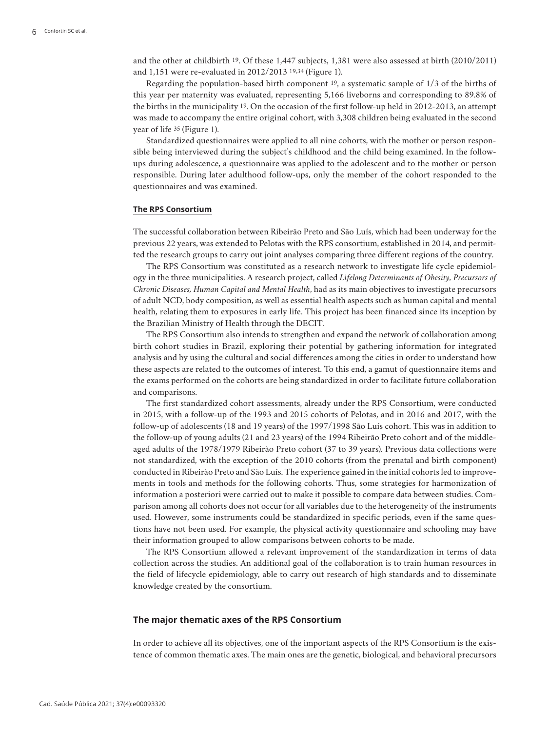and the other at childbirth [19]. Of these 1,447 subjects, 1,381 were also assessed at birth (2010/2011) and 1,151 were re-evaluated in 2012/2013 [19,34] (Figure 1).

Regarding the population-based birth component [19], a systematic sample of 1/3 of the births of this year per maternity was evaluated, representing 5,166 liveborns and corresponding to 89.8% of the births in the municipality [19]. On the occasion of the first follow-up held in 2012-2013, an attempt was made to accompany the entire original cohort, with 3,308 children being evaluated in the second year of life [35] (Figure 1).

Standardized questionnaires were applied to all nine cohorts, with the mother or person responsible being interviewed during the subject's childhood and the child being examined. In the follow-ups during adolescence, a questionnaire was applied to the adolescent and to the mother or person responsible. During later adulthood follow-ups, only the member of the cohort responded to the questionnaires and was examined.

### The RPS Consortium

The successful collaboration between Ribeirão Preto and São Luís, which had been underway for the previous 22 years, was extended to Pelotas with the RPS consortium, established in 2014, and permitted the research groups to carry out joint analyses comparing three different regions of the country.

The RPS Consortium was constituted as a research network to investigate life cycle epidemiology in the three municipalities. A research project, called *Lifelong Determinants of Obesity, Precursors of Chronic Diseases, Human Capital and Mental Health*, had as its main objectives to investigate precursors of adult NCD, body composition, as well as essential health aspects such as human capital and mental health, relating them to exposures in early life. This project has been financed since its inception by the Brazilian Ministry of Health through the DECIT.

The RPS Consortium also intends to strengthen and expand the network of collaboration among birth cohort studies in Brazil, exploring their potential by gathering information for integrated analysis and by using the cultural and social differences among the cities in order to understand how these aspects are related to the outcomes of interest. To this end, a gamut of questionnaire items and the exams performed on the cohorts are being standardized in order to facilitate future collaboration and comparisons.

The first standardized cohort assessments, already under the RPS Consortium, were conducted in 2015, with a follow-up of the 1993 and 2015 cohorts of Pelotas, and in 2016 and 2017, with the follow-up of adolescents (18 and 19 years) of the 1997/1998 São Luís cohort. This was in addition to the follow-up of young adults (21 and 23 years) of the 1994 Ribeirão Preto cohort and of the middle-aged adults of the 1978/1979 Ribeirão Preto cohort (37 to 39 years). Previous data collections were not standardized, with the exception of the 2010 cohorts (from the prenatal and birth component) conducted in Ribeirão Preto and São Luís. The experience gained in the initial cohorts led to improvements in tools and methods for the following cohorts. Thus, some strategies for harmonization of information a posteriori were carried out to make it possible to compare data between studies. Comparison among all cohorts does not occur for all variables due to the heterogeneity of the instruments used. However, some instruments could be standardized in specific periods, even if the same questions have not been used. For example, the physical activity questionnaire and schooling may have their information grouped to allow comparisons between cohorts to be made.

The RPS Consortium allowed a relevant improvement of the standardization in terms of data collection across the studies. An additional goal of the collaboration is to train human resources in the field of lifecycle epidemiology, able to carry out research of high standards and to disseminate knowledge created by the consortium.

## The major thematic axes of the RPS Consortium

In order to achieve all its objectives, one of the important aspects of the RPS Consortium is the existence of common thematic axes. The main ones are the genetic, biological, and behavioral precursors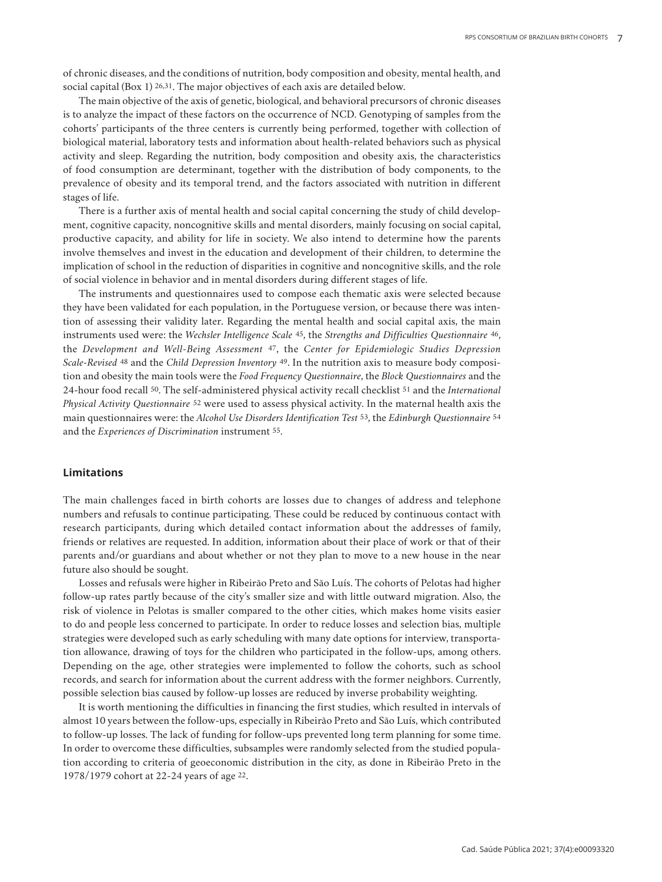of chronic diseases, and the conditions of nutrition, body composition and obesity, mental health, and social capital (Box 1) [26,31]. The major objectives of each axis are detailed below.

The main objective of the axis of genetic, biological, and behavioral precursors of chronic diseases is to analyze the impact of these factors on the occurrence of NCD. Genotyping of samples from the cohorts' participants of the three centers is currently being performed, together with collection of biological material, laboratory tests and information about health-related behaviors such as physical activity and sleep. Regarding the nutrition, body composition and obesity axis, the characteristics of food consumption are determinant, together with the distribution of body components, to the prevalence of obesity and its temporal trend, and the factors associated with nutrition in different stages of life.

There is a further axis of mental health and social capital concerning the study of child development, cognitive capacity, noncognitive skills and mental disorders, mainly focusing on social capital, productive capacity, and ability for life in society. We also intend to determine how the parents involve themselves and invest in the education and development of their children, to determine the implication of school in the reduction of disparities in cognitive and noncognitive skills, and the role of social violence in behavior and in mental disorders during different stages of life.

The instruments and questionnaires used to compose each thematic axis were selected because they have been validated for each population, in the Portuguese version, or because there was intention of assessing their validity later. Regarding the mental health and social capital axis, the main instruments used were: the *Wechsler Intelligence Scale* [45], the *Strengths and Difficulties Questionnaire* [46], the *Development and Well-Being Assessment* [47], the *Center for Epidemiologic Studies Depression Scale-Revised* [48] and the *Child Depression Inventory* [49]. In the nutrition axis to measure body composition and obesity the main tools were the *Food Frequency Questionnaire*, the *Block Questionnaires* and the 24-hour food recall [50]. The self-administered physical activity recall checklist [51] and the *International Physical Activity Questionnaire* [52] were used to assess physical activity. In the maternal health axis the main questionnaires were: the *Alcohol Use Disorders Identification Test* [53], the *Edinburgh Questionnaire* [54] and the *Experiences of Discrimination* instrument [55].

## Limitations

The main challenges faced in birth cohorts are losses due to changes of address and telephone numbers and refusals to continue participating. These could be reduced by continuous contact with research participants, during which detailed contact information about the addresses of family, friends or relatives are requested. In addition, information about their place of work or that of their parents and/or guardians and about whether or not they plan to move to a new house in the near future also should be sought.

Losses and refusals were higher in Ribeirão Preto and São Luís. The cohorts of Pelotas had higher follow-up rates partly because of the city's smaller size and with little outward migration. Also, the risk of violence in Pelotas is smaller compared to the other cities, which makes home visits easier to do and people less concerned to participate. In order to reduce losses and selection bias, multiple strategies were developed such as early scheduling with many date options for interview, transportation allowance, drawing of toys for the children who participated in the follow-ups, among others. Depending on the age, other strategies were implemented to follow the cohorts, such as school records, and search for information about the current address with the former neighbors. Currently, possible selection bias caused by follow-up losses are reduced by inverse probability weighting.

It is worth mentioning the difficulties in financing the first studies, which resulted in intervals of almost 10 years between the follow-ups, especially in Ribeirão Preto and São Luís, which contributed to follow-up losses. The lack of funding for follow-ups prevented long term planning for some time. In order to overcome these difficulties, subsamples were randomly selected from the studied population according to criteria of geoeconomic distribution in the city, as done in Ribeirão Preto in the 1978/1979 cohort at 22-24 years of age [22].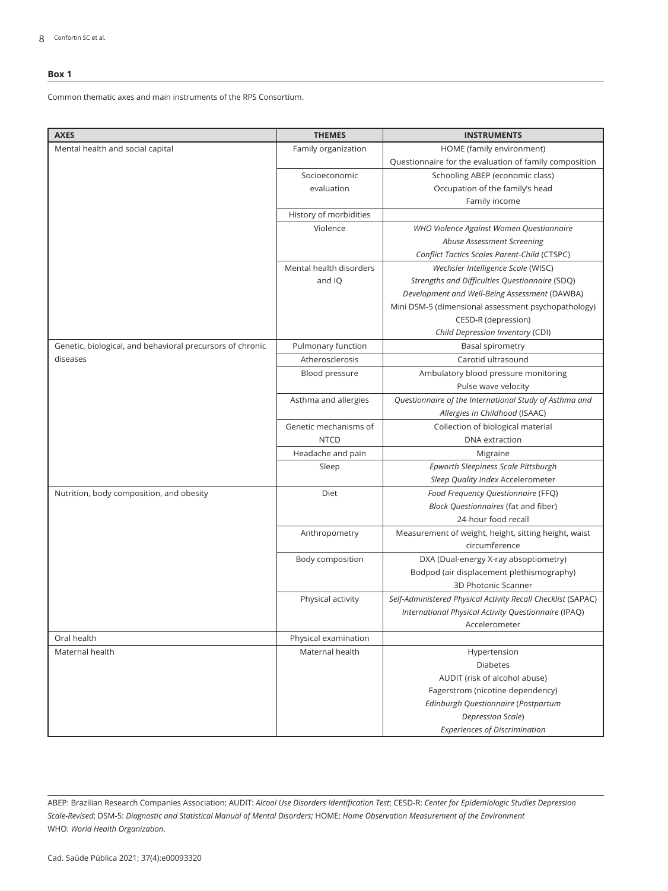**Box 1**

Common thematic axes and main instruments of the RPS Consortium.

| AXES | THEMES | INSTRUMENTS |
|---|---|---|
| Mental health and social capital | Family organization | HOME (family environment)<br>Questionnaire for the evaluation of family composition |
| | Socioeconomic evaluation | Schooling ABEP (economic class)<br>Occupation of the family's head<br>Family income |
| | History of morbidities | |
| | Violence | *WHO Violence Against Women Questionnaire*<br>*Abuse Assessment Screening*<br>*Conflict Tactics Scales Parent-Child* (CTSPC) |
| | Mental health disorders and IQ | *Wechsler Intelligence Scale* (WISC)<br>*Strengths and Difficulties Questionnaire* (SDQ)<br>*Development and Well-Being Assessment* (DAWBA)<br>Mini DSM-5 (dimensional assessment psychopathology)<br>CESD-R (depression)<br>*Child Depression Inventory* (CDI) |
| Genetic, biological, and behavioral precursors of chronic diseases | Pulmonary function | Basal spirometry |
| | Atherosclerosis | Carotid ultrasound |
| | Blood pressure | Ambulatory blood pressure monitoring<br>Pulse wave velocity |
| | Asthma and allergies | *Questionnaire of the International Study of Asthma and Allergies in Childhood* (ISAAC) |
| | Genetic mechanisms of NTCD | Collection of biological material<br>DNA extraction |
| | Headache and pain | Migraine |
| | Sleep | *Epworth Sleepiness Scale Pittsburgh Sleep Quality Index* Accelerometer |
| Nutrition, body composition, and obesity | Diet | *Food Frequency Questionnaire* (FFQ)<br>*Block Questionnaires* (fat and fiber)<br>24-hour food recall |
| | Anthropometry | Measurement of weight, height, sitting height, waist circumference |
| | Body composition | DXA (Dual-energy X-ray absoptiometry)<br>Bodpod (air displacement plethismography)<br>3D Photonic Scanner |
| | Physical activity | *Self-Administered Physical Activity Recall Checklist* (SAPAC)<br>*International Physical Activity Questionnaire* (IPAQ)<br>Accelerometer |
| Oral health | Physical examination | |
| Maternal health | Maternal health | Hypertension<br>Diabetes<br>AUDIT (risk of alcohol abuse)<br>Fagerstrom (nicotine dependency)<br>*Edinburgh Questionnaire* (*Postpartum Depression Scale*)<br>*Experiences of Discrimination* |

ABEP: Brazilian Research Companies Association; AUDIT: *Alcool Use Disorders Identification Test*; CESD-R: *Center for Epidemiologic Studies Depression Scale-Revised*; DSM-5: *Diagnostic and Statistical Manual of Mental Disorders;* HOME: *Home Observation Measurement of the Environment*
WHO: *World Health Organization*.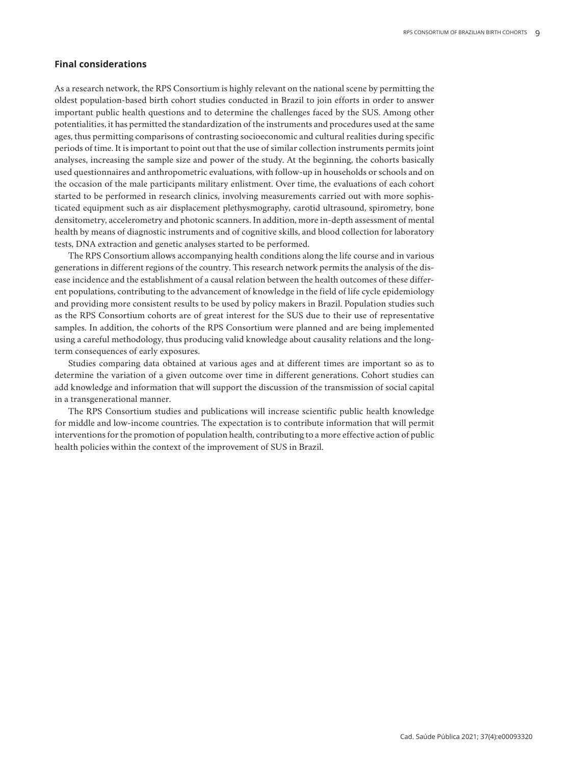## Final considerations

As a research network, the RPS Consortium is highly relevant on the national scene by permitting the oldest population-based birth cohort studies conducted in Brazil to join efforts in order to answer important public health questions and to determine the challenges faced by the SUS. Among other potentialities, it has permitted the standardization of the instruments and procedures used at the same ages, thus permitting comparisons of contrasting socioeconomic and cultural realities during specific periods of time. It is important to point out that the use of similar collection instruments permits joint analyses, increasing the sample size and power of the study. At the beginning, the cohorts basically used questionnaires and anthropometric evaluations, with follow-up in households or schools and on the occasion of the male participants military enlistment. Over time, the evaluations of each cohort started to be performed in research clinics, involving measurements carried out with more sophisticated equipment such as air displacement plethysmography, carotid ultrasound, spirometry, bone densitometry, accelerometry and photonic scanners. In addition, more in-depth assessment of mental health by means of diagnostic instruments and of cognitive skills, and blood collection for laboratory tests, DNA extraction and genetic analyses started to be performed.

The RPS Consortium allows accompanying health conditions along the life course and in various generations in different regions of the country. This research network permits the analysis of the disease incidence and the establishment of a causal relation between the health outcomes of these different populations, contributing to the advancement of knowledge in the field of life cycle epidemiology and providing more consistent results to be used by policy makers in Brazil. Population studies such as the RPS Consortium cohorts are of great interest for the SUS due to their use of representative samples. In addition, the cohorts of the RPS Consortium were planned and are being implemented using a careful methodology, thus producing valid knowledge about causality relations and the long-term consequences of early exposures.

Studies comparing data obtained at various ages and at different times are important so as to determine the variation of a given outcome over time in different generations. Cohort studies can add knowledge and information that will support the discussion of the transmission of social capital in a transgenerational manner.

The RPS Consortium studies and publications will increase scientific public health knowledge for middle and low-income countries. The expectation is to contribute information that will permit interventions for the promotion of population health, contributing to a more effective action of public health policies within the context of the improvement of SUS in Brazil.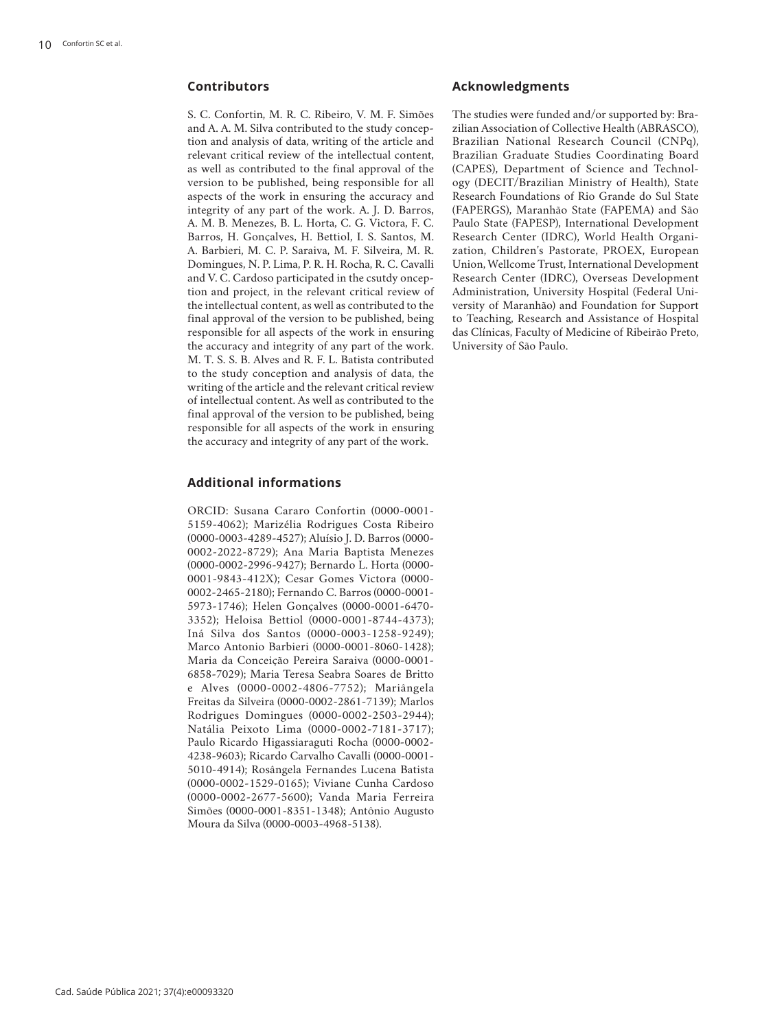## Contributors

S. C. Confortin, M. R. C. Ribeiro, V. M. F. Simões and A. A. M. Silva contributed to the study conception and analysis of data, writing of the article and relevant critical review of the intellectual content, as well as contributed to the final approval of the version to be published, being responsible for all aspects of the work in ensuring the accuracy and integrity of any part of the work. A. J. D. Barros, A. M. B. Menezes, B. L. Horta, C. G. Victora, F. C. Barros, H. Gonçalves, H. Bettiol, I. S. Santos, M. A. Barbieri, M. C. P. Saraiva, M. F. Silveira, M. R. Domingues, N. P. Lima, P. R. H. Rocha, R. C. Cavalli and V. C. Cardoso participated in the csutdy onception and project, in the relevant critical review of the intellectual content, as well as contributed to the final approval of the version to be published, being responsible for all aspects of the work in ensuring the accuracy and integrity of any part of the work. M. T. S. S. B. Alves and R. F. L. Batista contributed to the study conception and analysis of data, the writing of the article and the relevant critical review of intellectual content. As well as contributed to the final approval of the version to be published, being responsible for all aspects of the work in ensuring the accuracy and integrity of any part of the work.

## Additional informations

ORCID: Susana Cararo Confortin (0000-0001-5159-4062); Marizélia Rodrigues Costa Ribeiro (0000-0003-4289-4527); Aluísio J. D. Barros (0000-0002-2022-8729); Ana Maria Baptista Menezes (0000-0002-2996-9427); Bernardo L. Horta (0000-0001-9843-412X); Cesar Gomes Victora (0000-0002-2465-2180); Fernando C. Barros (0000-0001-5973-1746); Helen Gonçalves (0000-0001-6470-3352); Heloisa Bettiol (0000-0001-8744-4373); Iná Silva dos Santos (0000-0003-1258-9249); Marco Antonio Barbieri (0000-0001-8060-1428); Maria da Conceição Pereira Saraiva (0000-0001-6858-7029); Maria Teresa Seabra Soares de Britto e Alves (0000-0002-4806-7752); Mariângela Freitas da Silveira (0000-0002-2861-7139); Marlos Rodrigues Domingues (0000-0002-2503-2944); Natália Peixoto Lima (0000-0002-7181-3717); Paulo Ricardo Higassiaraguti Rocha (0000-0002-4238-9603); Ricardo Carvalho Cavalli (0000-0001-5010-4914); Rosângela Fernandes Lucena Batista (0000-0002-1529-0165); Viviane Cunha Cardoso (0000-0002-2677-5600); Vanda Maria Ferreira Simões (0000-0001-8351-1348); Antônio Augusto Moura da Silva (0000-0003-4968-5138).

## Acknowledgments

The studies were funded and/or supported by: Brazilian Association of Collective Health (ABRASCO), Brazilian National Research Council (CNPq), Brazilian Graduate Studies Coordinating Board (CAPES), Department of Science and Technology (DECIT/Brazilian Ministry of Health), State Research Foundations of Rio Grande do Sul State (FAPERGS), Maranhão State (FAPEMA) and São Paulo State (FAPESP), International Development Research Center (IDRC), World Health Organization, Children's Pastorate, PROEX, European Union, Wellcome Trust, International Development Research Center (IDRC), Overseas Development Administration, University Hospital (Federal University of Maranhão) and Foundation for Support to Teaching, Research and Assistance of Hospital das Clínicas, Faculty of Medicine of Ribeirão Preto, University of São Paulo.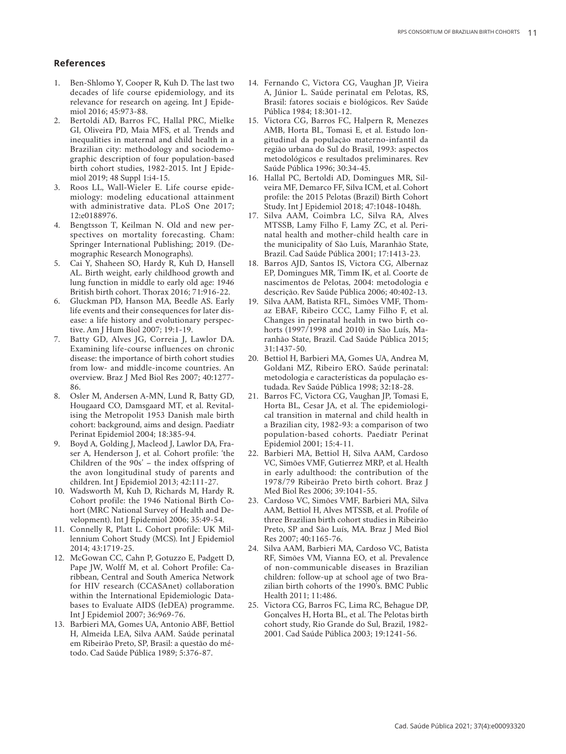## References

1. Ben-Shlomo Y, Cooper R, Kuh D. The last two decades of life course epidemiology, and its relevance for research on ageing. Int J Epidemiol 2016; 45:973-88.
2. Bertoldi AD, Barros FC, Hallal PRC, Mielke GI, Oliveira PD, Maia MFS, et al. Trends and inequalities in maternal and child health in a Brazilian city: methodology and sociodemographic description of four population-based birth cohort studies, 1982-2015. Int J Epidemiol 2019; 48 Suppl 1:i4-15.
3. Roos LL, Wall-Wieler E. Life course epidemiology: modeling educational attainment with administrative data. PLoS One 2017; 12:e0188976.
4. Bengtsson T, Keilman N. Old and new perspectives on mortality forecasting. Cham: Springer International Publishing; 2019. (Demographic Research Monographs).
5. Cai Y, Shaheen SO, Hardy R, Kuh D, Hansell AL. Birth weight, early childhood growth and lung function in middle to early old age: 1946 British birth cohort. Thorax 2016; 71:916-22.
6. Gluckman PD, Hanson MA, Beedle AS. Early life events and their consequences for later disease: a life history and evolutionary perspective. Am J Hum Biol 2007; 19:1-19.
7. Batty GD, Alves JG, Correia J, Lawlor DA. Examining life-course influences on chronic disease: the importance of birth cohort studies from low- and middle-income countries. An overview. Braz J Med Biol Res 2007; 40:1277-86.
8. Osler M, Andersen A-MN, Lund R, Batty GD, Hougaard CO, Damsgaard MT, et al. Revitalising the Metropolit 1953 Danish male birth cohort: background, aims and design. Paediatr Perinat Epidemiol 2004; 18:385-94.
9. Boyd A, Golding J, Macleod J, Lawlor DA, Fraser A, Henderson J, et al. Cohort profile: 'the Children of the 90s' – the index offspring of the avon longitudinal study of parents and children. Int J Epidemiol 2013; 42:111-27.
10. Wadsworth M, Kuh D, Richards M, Hardy R. Cohort profile: the 1946 National Birth Cohort (MRC National Survey of Health and Development). Int J Epidemiol 2006; 35:49-54.
11. Connelly R, Platt L. Cohort profile: UK Millennium Cohort Study (MCS). Int J Epidemiol 2014; 43:1719-25.
12. McGowan CC, Cahn P, Gotuzzo E, Padgett D, Pape JW, Wolff M, et al. Cohort Profile: Caribbean, Central and South America Network for HIV research (CCASAnet) collaboration within the International Epidemiologic Databases to Evaluate AIDS (IeDEA) programme. Int J Epidemiol 2007; 36:969-76.
13. Barbieri MA, Gomes UA, Antonio ABF, Bettiol H, Almeida LEA, Silva AAM. Saúde perinatal em Ribeirão Preto, SP, Brasil: a questão do método. Cad Saúde Pública 1989; 5:376-87.
14. Fernando C, Victora CG, Vaughan JP, Vieira A, Júnior L. Saúde perinatal em Pelotas, RS, Brasil: fatores sociais e biológicos. Rev Saúde Pública 1984; 18:301-12.
15. Victora CG, Barros FC, Halpern R, Menezes AMB, Horta BL, Tomasi E, et al. Estudo longitudinal da população materno-infantil da região urbana do Sul do Brasil, 1993: aspectos metodológicos e resultados preliminares. Rev Saúde Pública 1996; 30:34-45.
16. Hallal PC, Bertoldi AD, Domingues MR, Silveira MF, Demarco FF, Silva ICM, et al. Cohort profile: the 2015 Pelotas (Brazil) Birth Cohort Study. Int J Epidemiol 2018; 47:1048-1048h.
17. Silva AAM, Coimbra LC, Silva RA, Alves MTSSB, Lamy Filho F, Lamy ZC, et al. Perinatal health and mother-child health care in the municipality of São Luís, Maranhão State, Brazil. Cad Saúde Pública 2001; 17:1413-23.
18. Barros AJD, Santos IS, Victora CG, Albernaz EP, Domingues MR, Timm IK, et al. Coorte de nascimentos de Pelotas, 2004: metodologia e descrição. Rev Saúde Pública 2006; 40:402-13.
19. Silva AAM, Batista RFL, Simões VMF, Thomaz EBAF, Ribeiro CCC, Lamy Filho F, et al. Changes in perinatal health in two birth cohorts (1997/1998 and 2010) in São Luís, Maranhão State, Brazil. Cad Saúde Pública 2015; 31:1437-50.
20. Bettiol H, Barbieri MA, Gomes UA, Andrea M, Goldani MZ, Ribeiro ERO. Saúde perinatal: metodologia e características da população estudada. Rev Saúde Pública 1998; 32:18-28.
21. Barros FC, Victora CG, Vaughan JP, Tomasi E, Horta BL, Cesar JA, et al. The epidemiological transition in maternal and child health in a Brazilian city, 1982-93: a comparison of two population-based cohorts. Paediatr Perinat Epidemiol 2001; 15:4-11.
22. Barbieri MA, Bettiol H, Silva AAM, Cardoso VC, Simões VMF, Gutierrez MRP, et al. Health in early adulthood: the contribution of the 1978/79 Ribeirão Preto birth cohort. Braz J Med Biol Res 2006; 39:1041-55.
23. Cardoso VC, Simões VMF, Barbieri MA, Silva AAM, Bettiol H, Alves MTSSB, et al. Profile of three Brazilian birth cohort studies in Ribeirão Preto, SP and São Luís, MA. Braz J Med Biol Res 2007; 40:1165-76.
24. Silva AAM, Barbieri MA, Cardoso VC, Batista RF, Simões VM, Vianna EO, et al. Prevalence of non-communicable diseases in Brazilian children: follow-up at school age of two Brazilian birth cohorts of the 1990's. BMC Public Health 2011; 11:486.
25. Victora CG, Barros FC, Lima RC, Behague DP, Gonçalves H, Horta BL, et al. The Pelotas birth cohort study, Rio Grande do Sul, Brazil, 1982-2001. Cad Saúde Pública 2003; 19:1241-56.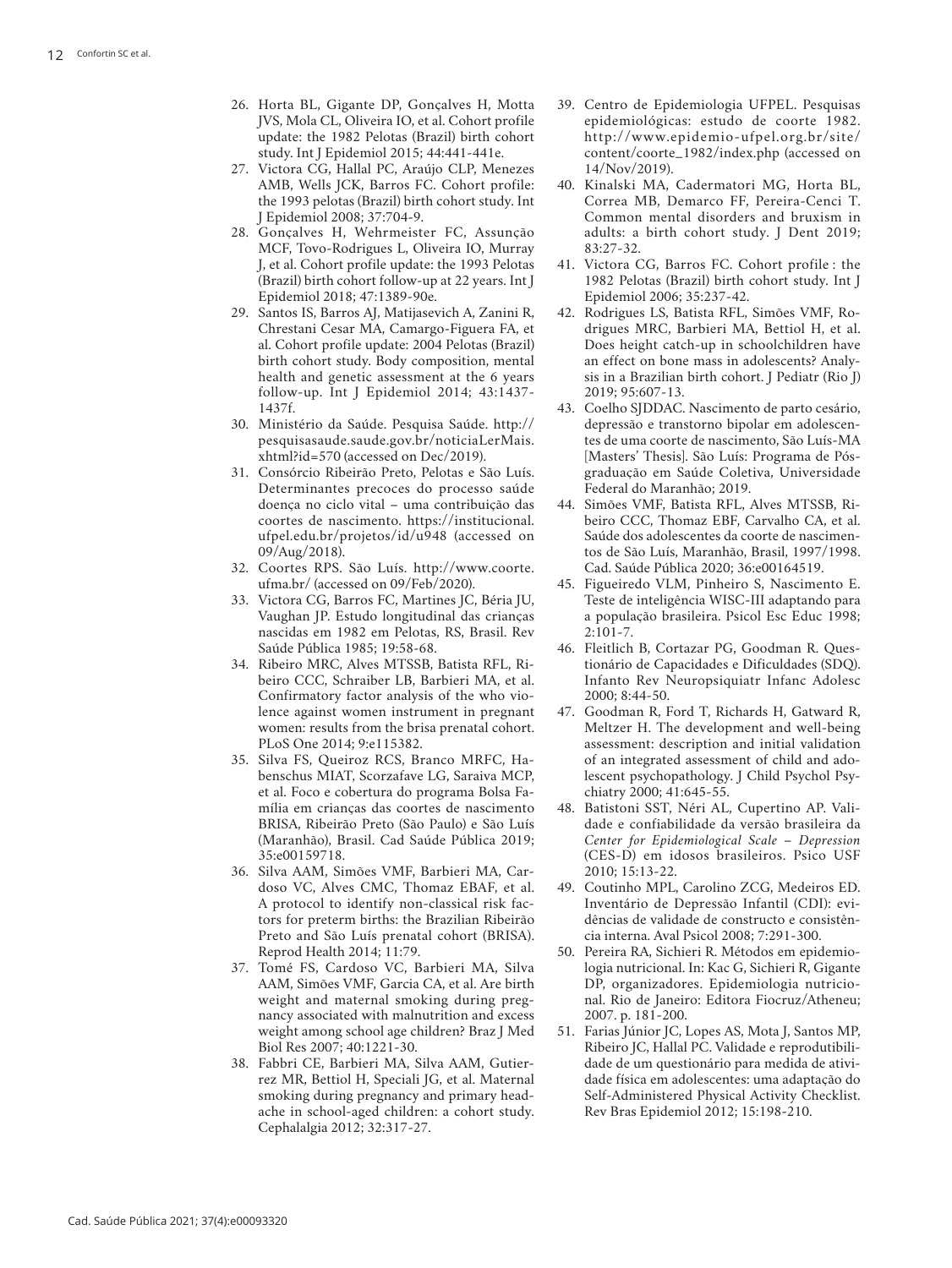26. Horta BL, Gigante DP, Gonçalves H, Motta JVS, Mola CL, Oliveira IO, et al. Cohort profile update: the 1982 Pelotas (Brazil) birth cohort study. Int J Epidemiol 2015; 44:441-441e.
27. Victora CG, Hallal PC, Araújo CLP, Menezes AMB, Wells JCK, Barros FC. Cohort profile: the 1993 pelotas (Brazil) birth cohort study. Int J Epidemiol 2008; 37:704-9.
28. Gonçalves H, Wehrmeister FC, Assunção MCF, Tovo-Rodrigues L, Oliveira IO, Murray J, et al. Cohort profile update: the 1993 Pelotas (Brazil) birth cohort follow-up at 22 years. Int J Epidemiol 2018; 47:1389-90e.
29. Santos IS, Barros AJ, Matijasevich A, Zanini R, Chrestani Cesar MA, Camargo-Figuera FA, et al. Cohort profile update: 2004 Pelotas (Brazil) birth cohort study. Body composition, mental health and genetic assessment at the 6 years follow-up. Int J Epidemiol 2014; 43:1437-1437f.
30. Ministério da Saúde. Pesquisa Saúde. http://pesquisasaude.saude.gov.br/noticiaLerMais.xhtml?id=570 (accessed on Dec/2019).
31. Consórcio Ribeirão Preto, Pelotas e São Luís. Determinantes precoces do processo saúde doença no ciclo vital – uma contribuição das coortes de nascimento. https://institucional.ufpel.edu.br/projetos/id/u948 (accessed on 09/Aug/2018).
32. Coortes RPS. São Luís. http://www.coorte.ufma.br/ (accessed on 09/Feb/2020).
33. Victora CG, Barros FC, Martines JC, Béria JU, Vaughan JP. Estudo longitudinal das crianças nascidas em 1982 em Pelotas, RS, Brasil. Rev Saúde Pública 1985; 19:58-68.
34. Ribeiro MRC, Alves MTSSB, Batista RFL, Ribeiro CCC, Schraiber LB, Barbieri MA, et al. Confirmatory factor analysis of the who violence against women instrument in pregnant women: results from the brisa prenatal cohort. PLoS One 2014; 9:e115382.
35. Silva FS, Queiroz RCS, Branco MRFC, Habenschus MIAT, Scorzafave LG, Saraiva MCP, et al. Foco e cobertura do programa Bolsa Família em crianças das coortes de nascimento BRISA, Ribeirão Preto (São Paulo) e São Luís (Maranhão), Brasil. Cad Saúde Pública 2019; 35:e00159718.
36. Silva AAM, Simões VMF, Barbieri MA, Cardoso VC, Alves CMC, Thomaz EBAF, et al. A protocol to identify non-classical risk factors for preterm births: the Brazilian Ribeirão Preto and São Luís prenatal cohort (BRISA). Reprod Health 2014; 11:79.
37. Tomé FS, Cardoso VC, Barbieri MA, Silva AAM, Simões VMF, Garcia CA, et al. Are birth weight and maternal smoking during pregnancy associated with malnutrition and excess weight among school age children? Braz J Med Biol Res 2007; 40:1221-30.
38. Fabbri CE, Barbieri MA, Silva AAM, Gutierrez MR, Bettiol H, Speciali JG, et al. Maternal smoking during pregnancy and primary headache in school-aged children: a cohort study. Cephalalgia 2012; 32:317-27.
39. Centro de Epidemiologia UFPEL. Pesquisas epidemiológicas: estudo de coorte 1982. http://www.epidemio-ufpel.org.br/site/content/coorte_1982/index.php (accessed on 14/Nov/2019).
40. Kinalski MA, Cadermatori MG, Horta BL, Correa MB, Demarco FF, Pereira-Cenci T. Common mental disorders and bruxism in adults: a birth cohort study. J Dent 2019; 83:27-32.
41. Victora CG, Barros FC. Cohort profile : the 1982 Pelotas (Brazil) birth cohort study. Int J Epidemiol 2006; 35:237-42.
42. Rodrigues LS, Batista RFL, Simões VMF, Rodrigues MRC, Barbieri MA, Bettiol H, et al. Does height catch-up in schoolchildren have an effect on bone mass in adolescents? Analysis in a Brazilian birth cohort. J Pediatr (Rio J) 2019; 95:607-13.
43. Coelho SJDDAC. Nascimento de parto cesário, depressão e transtorno bipolar em adolescentes de uma coorte de nascimento, São Luís-MA [Masters' Thesis]. São Luís: Programa de Pós-graduação em Saúde Coletiva, Universidade Federal do Maranhão; 2019.
44. Simões VMF, Batista RFL, Alves MTSSB, Ribeiro CCC, Thomaz EBF, Carvalho CA, et al. Saúde dos adolescentes da coorte de nascimentos de São Luís, Maranhão, Brasil, 1997/1998. Cad. Saúde Pública 2020; 36:e00164519.
45. Figueiredo VLM, Pinheiro S, Nascimento E. Teste de inteligência WISC-III adaptando para a população brasileira. Psicol Esc Educ 1998; 2:101-7.
46. Fleitlich B, Cortazar PG, Goodman R. Questionário de Capacidades e Dificuldades (SDQ). Infanto Rev Neuropsiquiatr Infanc Adolesc 2000; 8:44-50.
47. Goodman R, Ford T, Richards H, Gatward R, Meltzer H. The development and well-being assessment: description and initial validation of an integrated assessment of child and adolescent psychopathology. J Child Psychol Psychiatry 2000; 41:645-55.
48. Batistoni SST, Néri AL, Cupertino AP. Validade e confiabilidade da versão brasileira da *Center for Epidemiological Scale – Depression* (CES-D) em idosos brasileiros. Psico USF 2010; 15:13-22.
49. Coutinho MPL, Carolino ZCG, Medeiros ED. Inventário de Depressão Infantil (CDI): evidências de validade de constructo e consistência interna. Aval Psicol 2008; 7:291-300.
50. Pereira RA, Sichieri R. Métodos em epidemiologia nutricional. In: Kac G, Sichieri R, Gigante DP, organizadores. Epidemiologia nutricional. Rio de Janeiro: Editora Fiocruz/Atheneu; 2007. p. 181-200.
51. Farias Júnior JC, Lopes AS, Mota J, Santos MP, Ribeiro JC, Hallal PC. Validade e reprodutibilidade de um questionário para medida de atividade física em adolescentes: uma adaptação do Self-Administered Physical Activity Checklist. Rev Bras Epidemiol 2012; 15:198-210.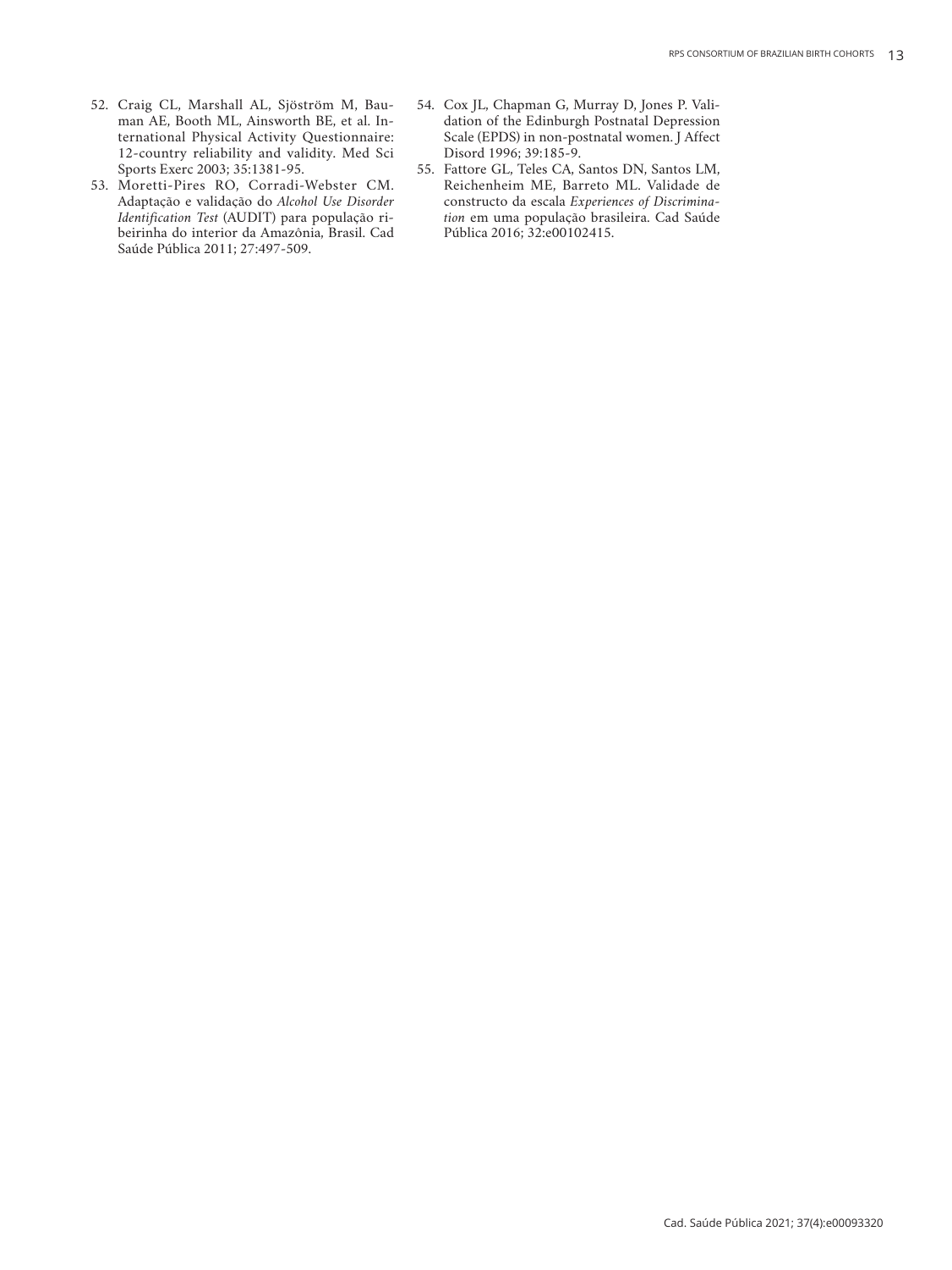52. Craig CL, Marshall AL, Sjöström M, Bauman AE, Booth ML, Ainsworth BE, et al. International Physical Activity Questionnaire: 12-country reliability and validity. Med Sci Sports Exerc 2003; 35:1381-95.
53. Moretti-Pires RO, Corradi-Webster CM. Adaptação e validação do *Alcohol Use Disorder Identification Test* (AUDIT) para população ribeirinha do interior da Amazônia, Brasil. Cad Saúde Pública 2011; 27:497-509.
54. Cox JL, Chapman G, Murray D, Jones P. Validation of the Edinburgh Postnatal Depression Scale (EPDS) in non-postnatal women. J Affect Disord 1996; 39:185-9.
55. Fattore GL, Teles CA, Santos DN, Santos LM, Reichenheim ME, Barreto ML. Validade de constructo da escala *Experiences of Discrimination* em uma população brasileira. Cad Saúde Pública 2016; 32:e00102415.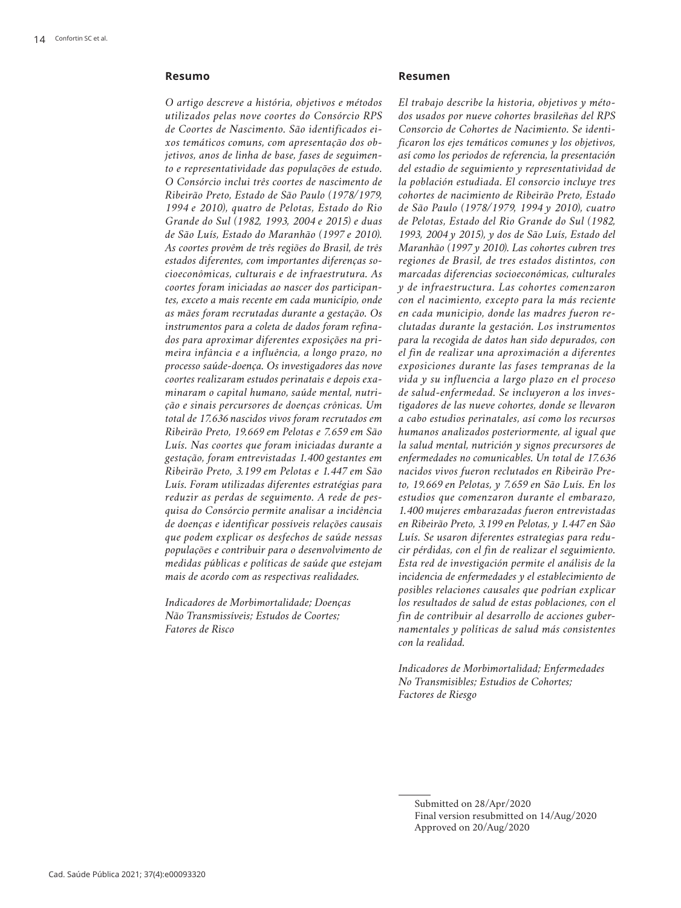## Resumo

*O artigo descreve a história, objetivos e métodos utilizados pelas nove coortes do Consórcio RPS de Coortes de Nascimento. São identificados eixos temáticos comuns, com apresentação dos objetivos, anos de linha de base, fases de seguimento e representatividade das populações de estudo. O Consórcio inclui três coortes de nascimento de Ribeirão Preto, Estado de São Paulo (1978/1979, 1994 e 2010), quatro de Pelotas, Estado do Rio Grande do Sul (1982, 1993, 2004 e 2015) e duas de São Luís, Estado do Maranhão (1997 e 2010). As coortes provêm de três regiões do Brasil, de três estados diferentes, com importantes diferenças socioeconômicas, culturais e de infraestrutura. As coortes foram iniciadas ao nascer dos participantes, exceto a mais recente em cada município, onde as mães foram recrutadas durante a gestação. Os instrumentos para a coleta de dados foram refinados para aproximar diferentes exposições na primeira infância e a influência, a longo prazo, no processo saúde-doença. Os investigadores das nove coortes realizaram estudos perinatais e depois examinaram o capital humano, saúde mental, nutrição e sinais percursores de doenças crônicas. Um total de 17.636 nascidos vivos foram recrutados em Ribeirão Preto, 19.669 em Pelotas e 7.659 em São Luís. Nas coortes que foram iniciadas durante a gestação, foram entrevistadas 1.400 gestantes em Ribeirão Preto, 3.199 em Pelotas e 1.447 em São Luís. Foram utilizadas diferentes estratégias para reduzir as perdas de seguimento. A rede de pesquisa do Consórcio permite analisar a incidência de doenças e identificar possíveis relações causais que podem explicar os desfechos de saúde nessas populações e contribuir para o desenvolvimento de medidas públicas e políticas de saúde que estejam mais de acordo com as respectivas realidades.*

*Indicadores de Morbimortalidade; Doenças Não Transmissíveis; Estudos de Coortes; Fatores de Risco*

## Resumen

*El trabajo describe la historia, objetivos y métodos usados por nueve cohortes brasileñas del RPS Consorcio de Cohortes de Nacimiento. Se identificaron los ejes temáticos comunes y los objetivos, así como los periodos de referencia, la presentación del estadio de seguimiento y representatividad de la población estudiada. El consorcio incluye tres cohortes de nacimiento de Ribeirão Preto, Estado de São Paulo (1978/1979, 1994 y 2010), cuatro de Pelotas, Estado del Rio Grande do Sul (1982, 1993, 2004 y 2015), y dos de São Luís, Estado del Maranhão (1997 y 2010). Las cohortes cubren tres regiones de Brasil, de tres estados distintos, con marcadas diferencias socioeconómicas, culturales y de infraestructura. Las cohortes comenzaron con el nacimiento, excepto para la más reciente en cada municipio, donde las madres fueron reclutadas durante la gestación. Los instrumentos para la recogida de datos han sido depurados, con el fin de realizar una aproximación a diferentes exposiciones durante las fases tempranas de la vida y su influencia a largo plazo en el proceso de salud-enfermedad. Se incluyeron a los investigadores de las nueve cohortes, donde se llevaron a cabo estudios perinatales, así como los recursos humanos analizados posteriormente, al igual que la salud mental, nutrición y signos precursores de enfermedades no comunicables. Un total de 17.636 nacidos vivos fueron reclutados en Ribeirão Preto, 19.669 en Pelotas, y 7.659 en São Luís. En los estudios que comenzaron durante el embarazo, 1.400 mujeres embarazadas fueron entrevistadas en Ribeirão Preto, 3.199 en Pelotas, y 1.447 en São Luís. Se usaron diferentes estrategias para reducir pérdidas, con el fin de realizar el seguimiento. Esta red de investigación permite el análisis de la incidencia de enfermedades y el establecimiento de posibles relaciones causales que podrían explicar los resultados de salud de estas poblaciones, con el fin de contribuir al desarrollo de acciones gubernamentales y políticas de salud más consistentes con la realidad.*

*Indicadores de Morbimortalidad; Enfermedades No Transmisibles; Estudios de Cohortes; Factores de Riesgo*

Submitted on 28/Apr/2020
Final version resubmitted on 14/Aug/2020
Approved on 20/Aug/2020